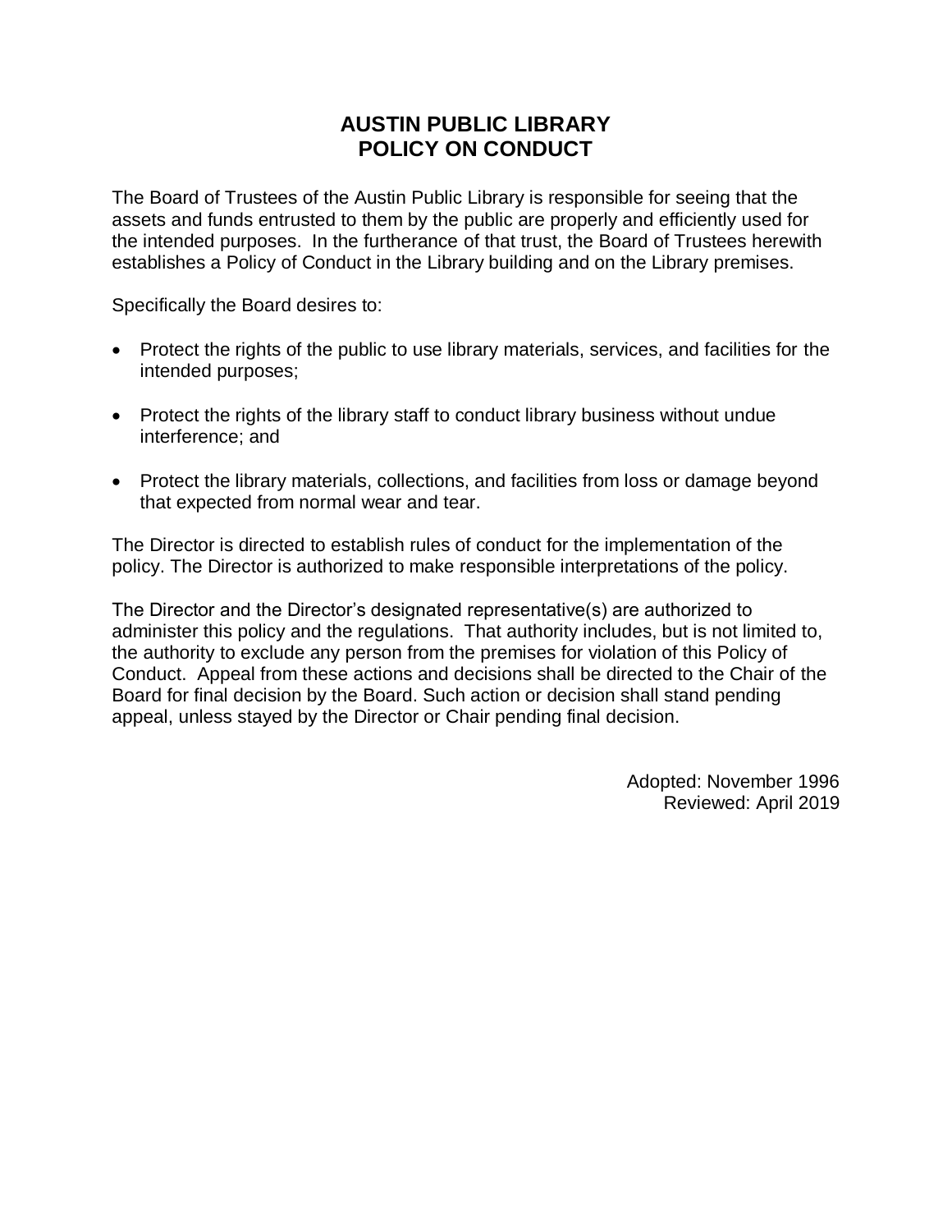# AUSTIN PUBLIC LIBRARY
# POLICY ON CONDUCT

The Board of Trustees of the Austin Public Library is responsible for seeing that the assets and funds entrusted to them by the public are properly and efficiently used for the intended purposes. In the furtherance of that trust, the Board of Trustees herewith establishes a Policy of Conduct in the Library building and on the Library premises.

Specifically the Board desires to:

- Protect the rights of the public to use library materials, services, and facilities for the intended purposes;
- Protect the rights of the library staff to conduct library business without undue interference; and
- Protect the library materials, collections, and facilities from loss or damage beyond that expected from normal wear and tear.

The Director is directed to establish rules of conduct for the implementation of the policy. The Director is authorized to make responsible interpretations of the policy.

The Director and the Director's designated representative(s) are authorized to administer this policy and the regulations. That authority includes, but is not limited to, the authority to exclude any person from the premises for violation of this Policy of Conduct. Appeal from these actions and decisions shall be directed to the Chair of the Board for final decision by the Board. Such action or decision shall stand pending appeal, unless stayed by the Director or Chair pending final decision.

Adopted: November 1996
Reviewed: April 2019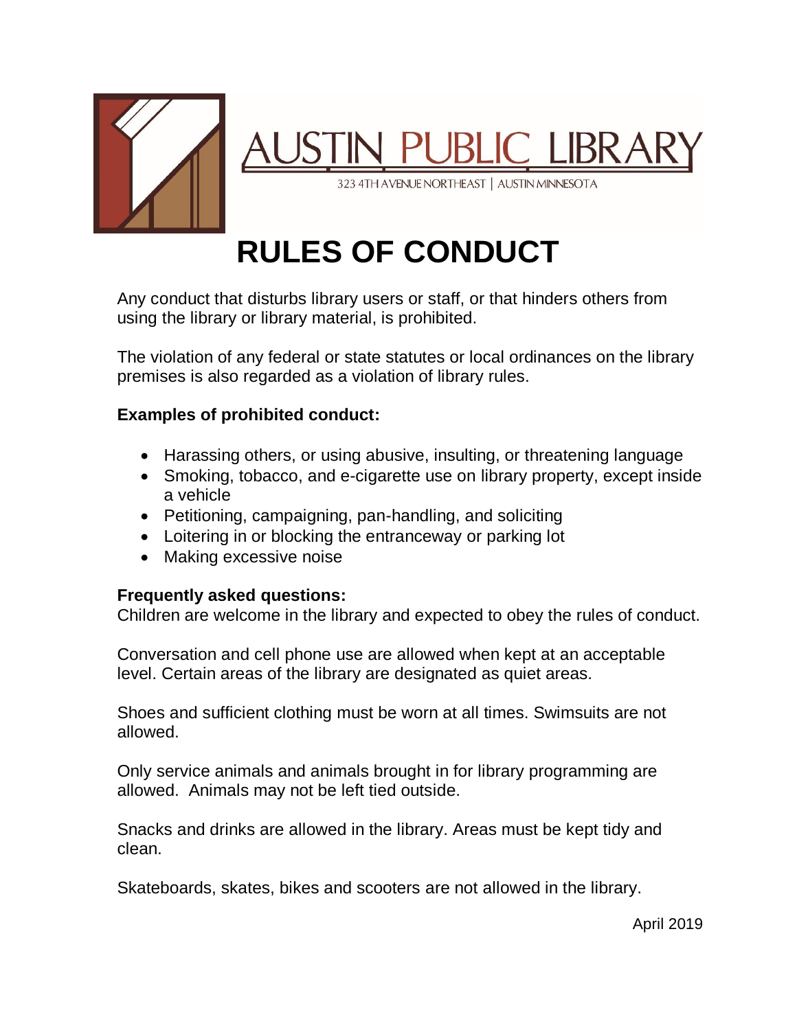AUSTIN PUBLIC LIBRARY

323 4TH AVENUE NORTHEAST | AUSTIN MINNESOTA

# RULES OF CONDUCT

Any conduct that disturbs library users or staff, or that hinders others from using the library or library material, is prohibited.

The violation of any federal or state statutes or local ordinances on the library premises is also regarded as a violation of library rules.

**Examples of prohibited conduct:**

- Harassing others, or using abusive, insulting, or threatening language
- Smoking, tobacco, and e-cigarette use on library property, except inside a vehicle
- Petitioning, campaigning, pan-handling, and soliciting
- Loitering in or blocking the entranceway or parking lot
- Making excessive noise

**Frequently asked questions:**

Children are welcome in the library and expected to obey the rules of conduct.

Conversation and cell phone use are allowed when kept at an acceptable level. Certain areas of the library are designated as quiet areas.

Shoes and sufficient clothing must be worn at all times. Swimsuits are not allowed.

Only service animals and animals brought in for library programming are allowed. Animals may not be left tied outside.

Snacks and drinks are allowed in the library. Areas must be kept tidy and clean.

Skateboards, skates, bikes and scooters are not allowed in the library.

April 2019